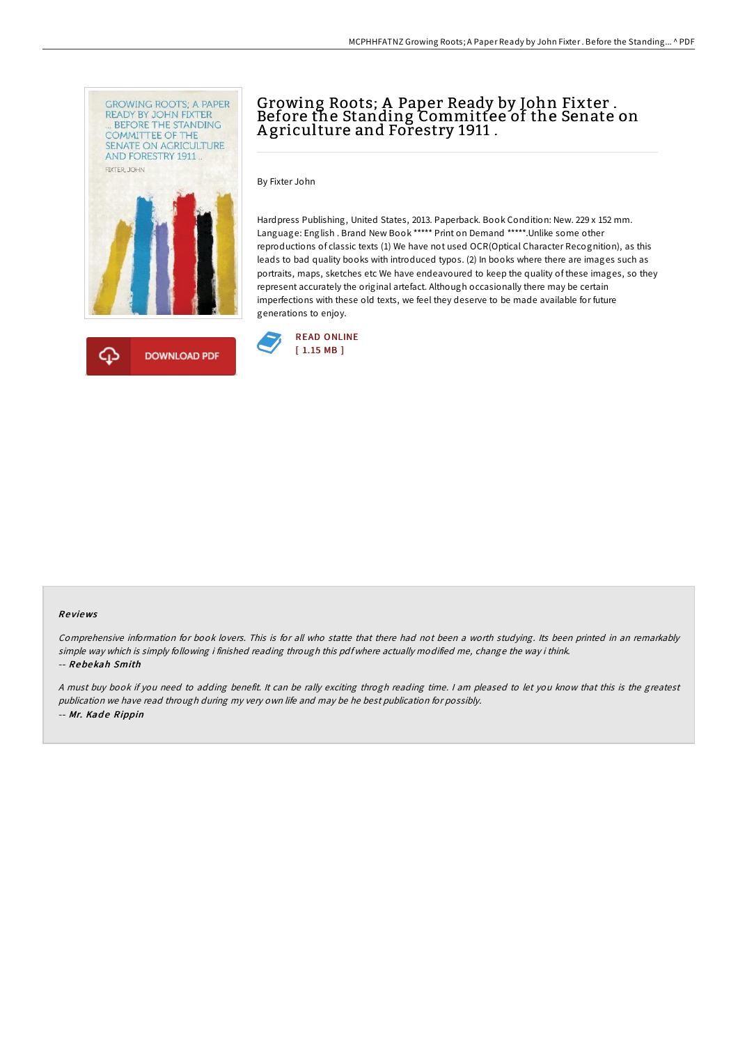# Growing Roots; A Paper Ready by John Fixter . Before the Standing Committee of the Senate on Agriculture and Forestry 1911 .

By Fixter John

Hardpress Publishing, United States, 2013. Paperback. Book Condition: New. 229 x 152 mm. Language: English . Brand New Book ***** Print on Demand *****.Unlike some other reproductions of classic texts (1) We have not used OCR(Optical Character Recognition), as this leads to bad quality books with introduced typos. (2) In books where there are images such as portraits, maps, sketches etc We have endeavoured to keep the quality of these images, so they represent accurately the original artefact. Although occasionally there may be certain imperfections with these old texts, we feel they deserve to be made available for future generations to enjoy.

DOWNLOAD PDF

READ ONLINE
[ 1.15 MB ]

### Reviews

*Comprehensive information for book lovers. This is for all who statte that there had not been a worth studying. Its been printed in an remarkably simple way which is simply following i finished reading through this pdf where actually modified me, change the way i think.*
-- ***Rebekah Smith***

*A must buy book if you need to adding benefit. It can be rally exciting throgh reading time. I am pleased to let you know that this is the greatest publication we have read through during my very own life and may be he best publication for possibly.*
-- ***Mr. Kade Rippin***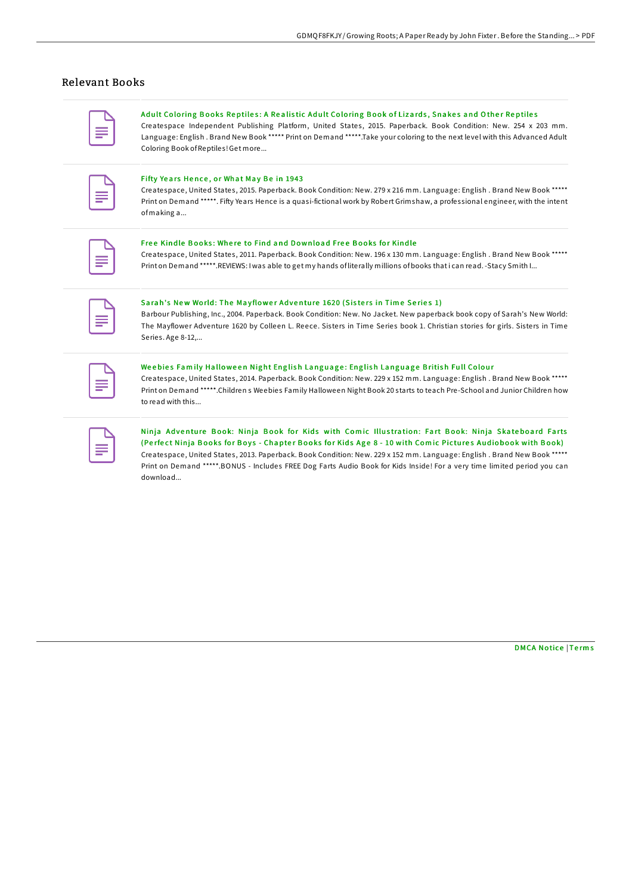## Relevant Books

**Adult Coloring Books Reptiles: A Realistic Adult Coloring Book of Lizards, Snakes and Other Reptiles**

Createspace Independent Publishing Platform, United States, 2015. Paperback. Book Condition: New. 254 x 203 mm. Language: English . Brand New Book ***** Print on Demand *****.Take your coloring to the next level with this Advanced Adult Coloring Book of Reptiles! Get more...

**Fifty Years Hence, or What May Be in 1943**

Createspace, United States, 2015. Paperback. Book Condition: New. 279 x 216 mm. Language: English . Brand New Book ***** Print on Demand *****. Fifty Years Hence is a quasi-fictional work by Robert Grimshaw, a professional engineer, with the intent of making a...

**Free Kindle Books: Where to Find and Download Free Books for Kindle**

Createspace, United States, 2011. Paperback. Book Condition: New. 196 x 130 mm. Language: English . Brand New Book ***** Print on Demand *****.REVIEWS: I was able to get my hands of literally millions of books that i can read. -Stacy Smith I...

**Sarah's New World: The Mayflower Adventure 1620 (Sisters in Time Series 1)**

Barbour Publishing, Inc., 2004. Paperback. Book Condition: New. No Jacket. New paperback book copy of Sarah's New World: The Mayflower Adventure 1620 by Colleen L. Reece. Sisters in Time Series book 1. Christian stories for girls. Sisters in Time Series. Age 8-12,...

**Weebies Family Halloween Night English Language: English Language British Full Colour**

Createspace, United States, 2014. Paperback. Book Condition: New. 229 x 152 mm. Language: English . Brand New Book ***** Print on Demand *****.Children s Weebies Family Halloween Night Book 20 starts to teach Pre-School and Junior Children how to read with this...

**Ninja Adventure Book: Ninja Book for Kids with Comic Illustration: Fart Book: Ninja Skateboard Farts (Perfect Ninja Books for Boys - Chapter Books for Kids Age 8 - 10 with Comic Pictures Audiobook with Book)**

Createspace, United States, 2013. Paperback. Book Condition: New. 229 x 152 mm. Language: English . Brand New Book ***** Print on Demand *****.BONUS - Includes FREE Dog Farts Audio Book for Kids Inside! For a very time limited period you can download...

DMCA Notice | Terms